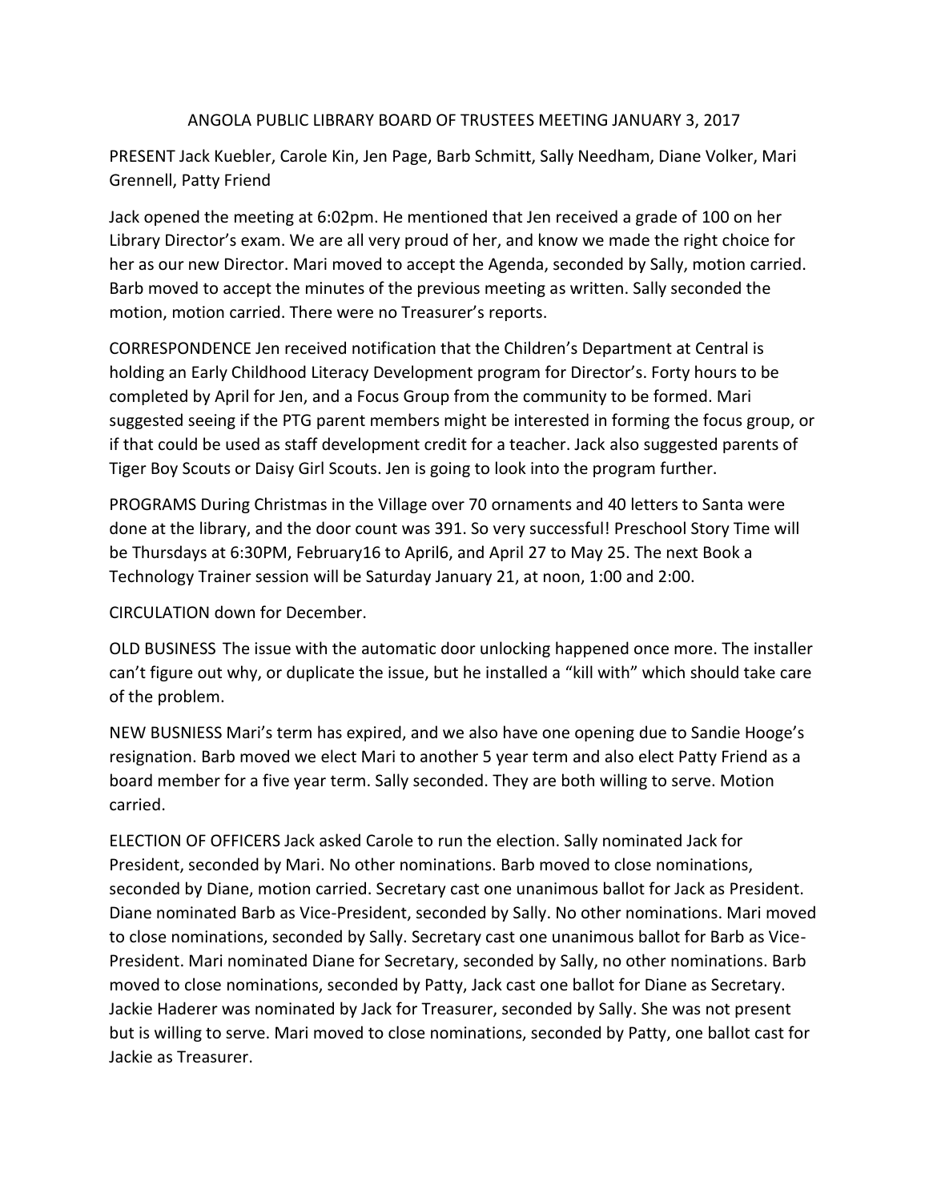# ANGOLA PUBLIC LIBRARY BOARD OF TRUSTEES MEETING JANUARY 3, 2017

PRESENT Jack Kuebler, Carole Kin, Jen Page, Barb Schmitt, Sally Needham, Diane Volker, Mari Grennell, Patty Friend

Jack opened the meeting at 6:02pm. He mentioned that Jen received a grade of 100 on her Library Director's exam. We are all very proud of her, and know we made the right choice for her as our new Director. Mari moved to accept the Agenda, seconded by Sally, motion carried. Barb moved to accept the minutes of the previous meeting as written. Sally seconded the motion, motion carried. There were no Treasurer's reports.

CORRESPONDENCE Jen received notification that the Children's Department at Central is holding an Early Childhood Literacy Development program for Director's. Forty hours to be completed by April for Jen, and a Focus Group from the community to be formed. Mari suggested seeing if the PTG parent members might be interested in forming the focus group, or if that could be used as staff development credit for a teacher. Jack also suggested parents of Tiger Boy Scouts or Daisy Girl Scouts. Jen is going to look into the program further.

PROGRAMS During Christmas in the Village over 70 ornaments and 40 letters to Santa were done at the library, and the door count was 391. So very successful! Preschool Story Time will be Thursdays at 6:30PM, February16 to April6, and April 27 to May 25. The next Book a Technology Trainer session will be Saturday January 21, at noon, 1:00 and 2:00.

CIRCULATION down for December.

OLD BUSINESS The issue with the automatic door unlocking happened once more. The installer can't figure out why, or duplicate the issue, but he installed a "kill with" which should take care of the problem.

NEW BUSNINESS Mari's term has expired, and we also have one opening due to Sandie Hooge's resignation. Barb moved we elect Mari to another 5 year term and also elect Patty Friend as a board member for a five year term. Sally seconded. They are both willing to serve. Motion carried.

ELECTION OF OFFICERS Jack asked Carole to run the election. Sally nominated Jack for President, seconded by Mari. No other nominations. Barb moved to close nominations, seconded by Diane, motion carried. Secretary cast one unanimous ballot for Jack as President. Diane nominated Barb as Vice-President, seconded by Sally. No other nominations. Mari moved to close nominations, seconded by Sally. Secretary cast one unanimous ballot for Barb as Vice-President. Mari nominated Diane for Secretary, seconded by Sally, no other nominations. Barb moved to close nominations, seconded by Patty, Jack cast one ballot for Diane as Secretary. Jackie Haderer was nominated by Jack for Treasurer, seconded by Sally. She was not present but is willing to serve. Mari moved to close nominations, seconded by Patty, one ballot cast for Jackie as Treasurer.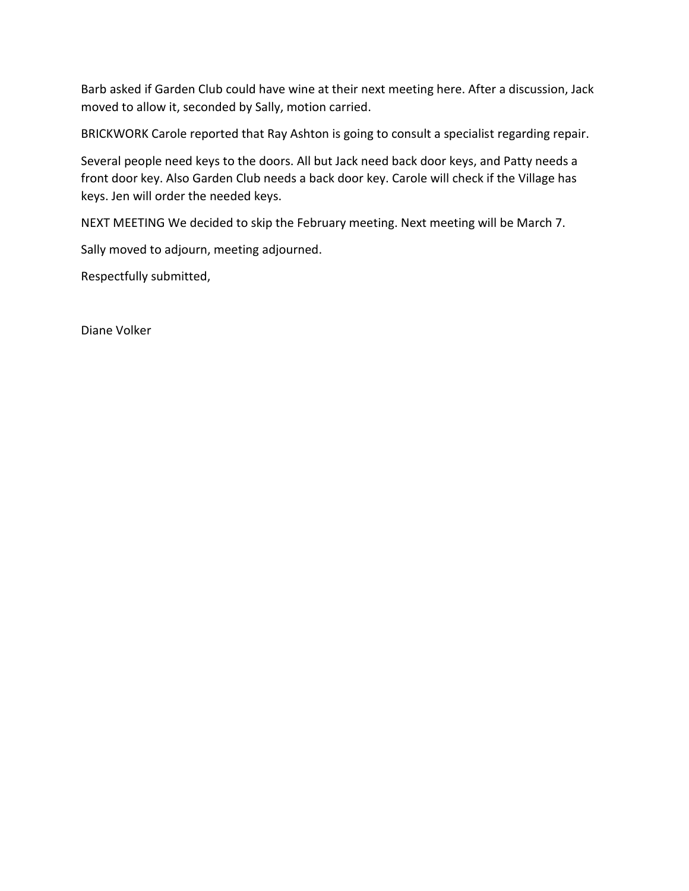Barb asked if Garden Club could have wine at their next meeting here. After a discussion, Jack moved to allow it, seconded by Sally, motion carried.

BRICKWORK Carole reported that Ray Ashton is going to consult a specialist regarding repair.

Several people need keys to the doors. All but Jack need back door keys, and Patty needs a front door key. Also Garden Club needs a back door key. Carole will check if the Village has keys. Jen will order the needed keys.

NEXT MEETING We decided to skip the February meeting. Next meeting will be March 7.

Sally moved to adjourn, meeting adjourned.

Respectfully submitted,

Diane Volker